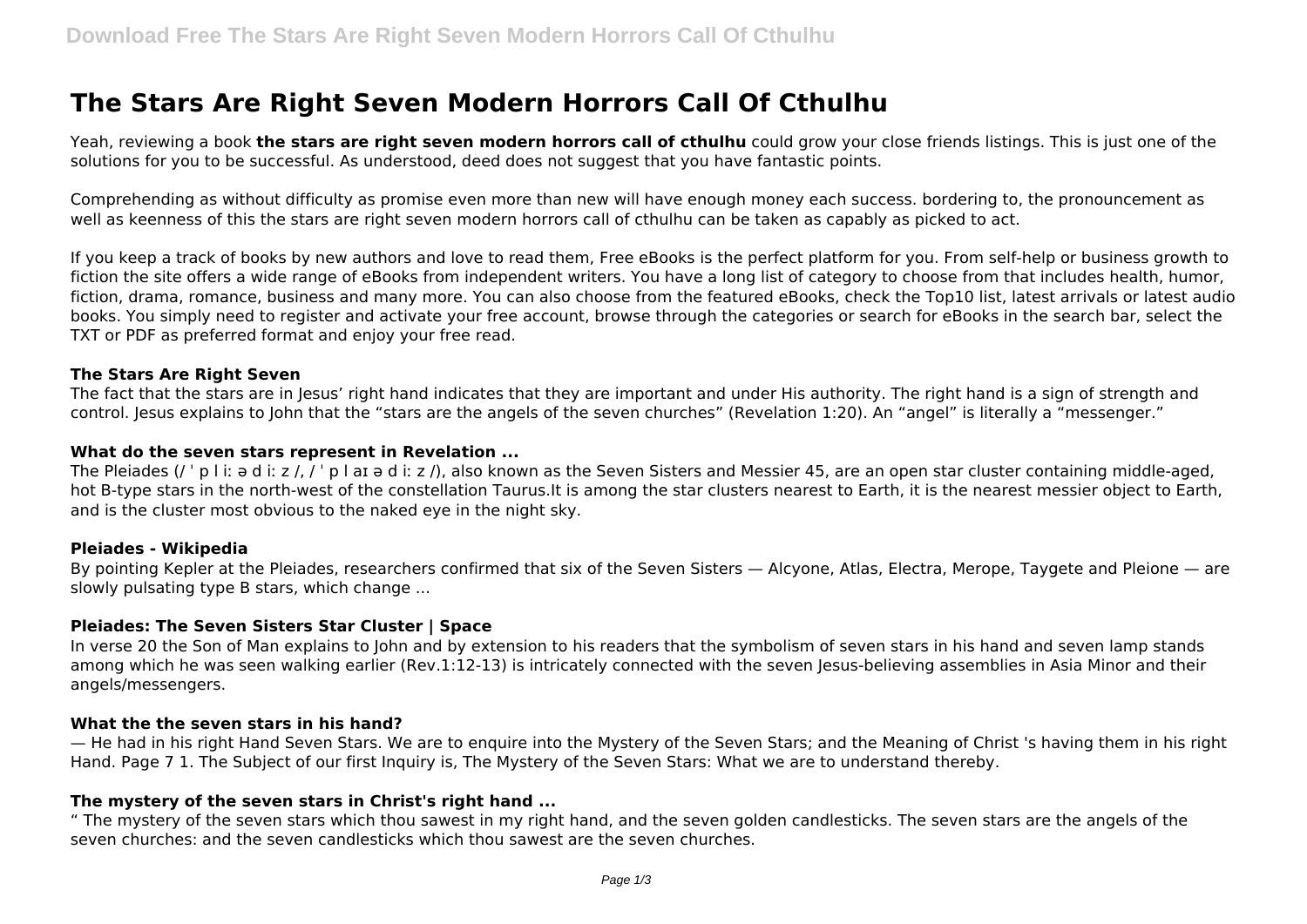# The Stars Are Right Seven Modern Horrors Call Of Cthulhu

Yeah, reviewing a book **the stars are right seven modern horrors call of cthulhu** could grow your close friends listings. This is just one of the solutions for you to be successful. As understood, deed does not suggest that you have fantastic points.

Comprehending as without difficulty as promise even more than new will have enough money each success. bordering to, the pronouncement as well as keenness of this the stars are right seven modern horrors call of cthulhu can be taken as capably as picked to act.

If you keep a track of books by new authors and love to read them, Free eBooks is the perfect platform for you. From self-help or business growth to fiction the site offers a wide range of eBooks from independent writers. You have a long list of category to choose from that includes health, humor, fiction, drama, romance, business and many more. You can also choose from the featured eBooks, check the Top10 list, latest arrivals or latest audio books. You simply need to register and activate your free account, browse through the categories or search for eBooks in the search bar, select the TXT or PDF as preferred format and enjoy your free read.

### The Stars Are Right Seven

The fact that the stars are in Jesus' right hand indicates that they are important and under His authority. The right hand is a sign of strength and control. Jesus explains to John that the "stars are the angels of the seven churches" (Revelation 1:20). An "angel" is literally a "messenger."

### What do the seven stars represent in Revelation ...

The Pleiades (/ ˈ p l iː ə d iː z /, / ˈ p l aɪ ə d iː z /), also known as the Seven Sisters and Messier 45, are an open star cluster containing middle-aged, hot B-type stars in the north-west of the constellation Taurus.It is among the star clusters nearest to Earth, it is the nearest messier object to Earth, and is the cluster most obvious to the naked eye in the night sky.

### Pleiades - Wikipedia

By pointing Kepler at the Pleiades, researchers confirmed that six of the Seven Sisters — Alcyone, Atlas, Electra, Merope, Taygete and Pleione — are slowly pulsating type B stars, which change ...

### Pleiades: The Seven Sisters Star Cluster | Space

In verse 20 the Son of Man explains to John and by extension to his readers that the symbolism of seven stars in his hand and seven lamp stands among which he was seen walking earlier (Rev.1:12-13) is intricately connected with the seven Jesus-believing assemblies in Asia Minor and their angels/messengers.

### What the the seven stars in his hand?

— He had in his right Hand Seven Stars. We are to enquire into the Mystery of the Seven Stars; and the Meaning of Christ 's having them in his right Hand. Page 7 1. The Subject of our first Inquiry is, The Mystery of the Seven Stars: What we are to understand thereby.

### The mystery of the seven stars in Christ's right hand ...

" The mystery of the seven stars which thou sawest in my right hand, and the seven golden candlesticks. The seven stars are the angels of the seven churches: and the seven candlesticks which thou sawest are the seven churches.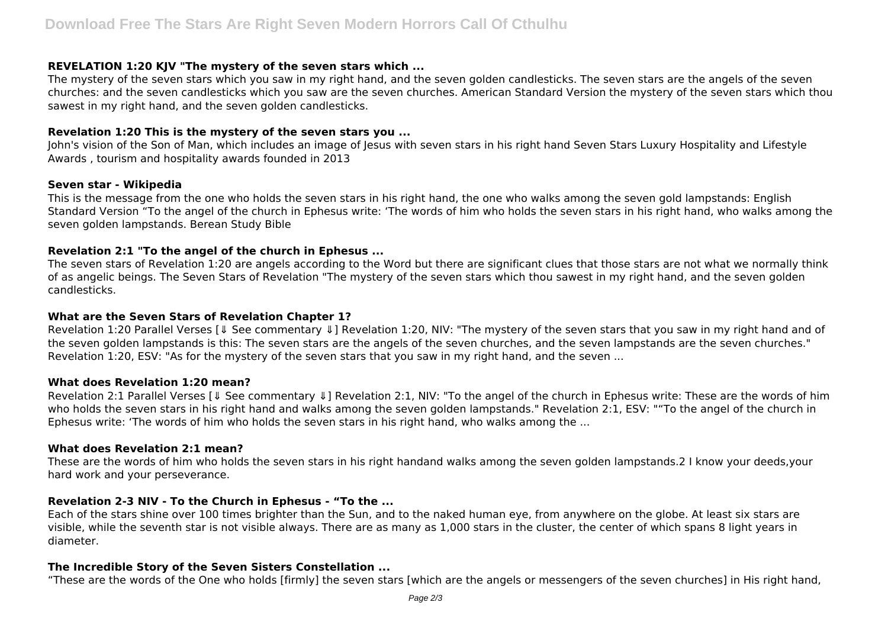### REVELATION 1:20 KJV "The mystery of the seven stars which ...

The mystery of the seven stars which you saw in my right hand, and the seven golden candlesticks. The seven stars are the angels of the seven churches: and the seven candlesticks which you saw are the seven churches. American Standard Version the mystery of the seven stars which thou sawest in my right hand, and the seven golden candlesticks.

### Revelation 1:20 This is the mystery of the seven stars you ...

John's vision of the Son of Man, which includes an image of Jesus with seven stars in his right hand Seven Stars Luxury Hospitality and Lifestyle Awards , tourism and hospitality awards founded in 2013

### Seven star - Wikipedia

This is the message from the one who holds the seven stars in his right hand, the one who walks among the seven gold lampstands: English Standard Version "To the angel of the church in Ephesus write: 'The words of him who holds the seven stars in his right hand, who walks among the seven golden lampstands. Berean Study Bible

### Revelation 2:1 "To the angel of the church in Ephesus ...

The seven stars of Revelation 1:20 are angels according to the Word but there are significant clues that those stars are not what we normally think of as angelic beings. The Seven Stars of Revelation "The mystery of the seven stars which thou sawest in my right hand, and the seven golden candlesticks.

### What are the Seven Stars of Revelation Chapter 1?

Revelation 1:20 Parallel Verses [⇓ See commentary ⇓] Revelation 1:20, NIV: "The mystery of the seven stars that you saw in my right hand and of the seven golden lampstands is this: The seven stars are the angels of the seven churches, and the seven lampstands are the seven churches." Revelation 1:20, ESV: "As for the mystery of the seven stars that you saw in my right hand, and the seven ...

### What does Revelation 1:20 mean?

Revelation 2:1 Parallel Verses [⇓ See commentary ⇓] Revelation 2:1, NIV: "To the angel of the church in Ephesus write: These are the words of him who holds the seven stars in his right hand and walks among the seven golden lampstands." Revelation 2:1, ESV: ""To the angel of the church in Ephesus write: 'The words of him who holds the seven stars in his right hand, who walks among the ...

### What does Revelation 2:1 mean?

These are the words of him who holds the seven stars in his right handand walks among the seven golden lampstands.2 I know your deeds,your hard work and your perseverance.

### Revelation 2-3 NIV - To the Church in Ephesus - "To the ...

Each of the stars shine over 100 times brighter than the Sun, and to the naked human eye, from anywhere on the globe. At least six stars are visible, while the seventh star is not visible always. There are as many as 1,000 stars in the cluster, the center of which spans 8 light years in diameter.

### The Incredible Story of the Seven Sisters Constellation ...

"These are the words of the One who holds [firmly] the seven stars [which are the angels or messengers of the seven churches] in His right hand,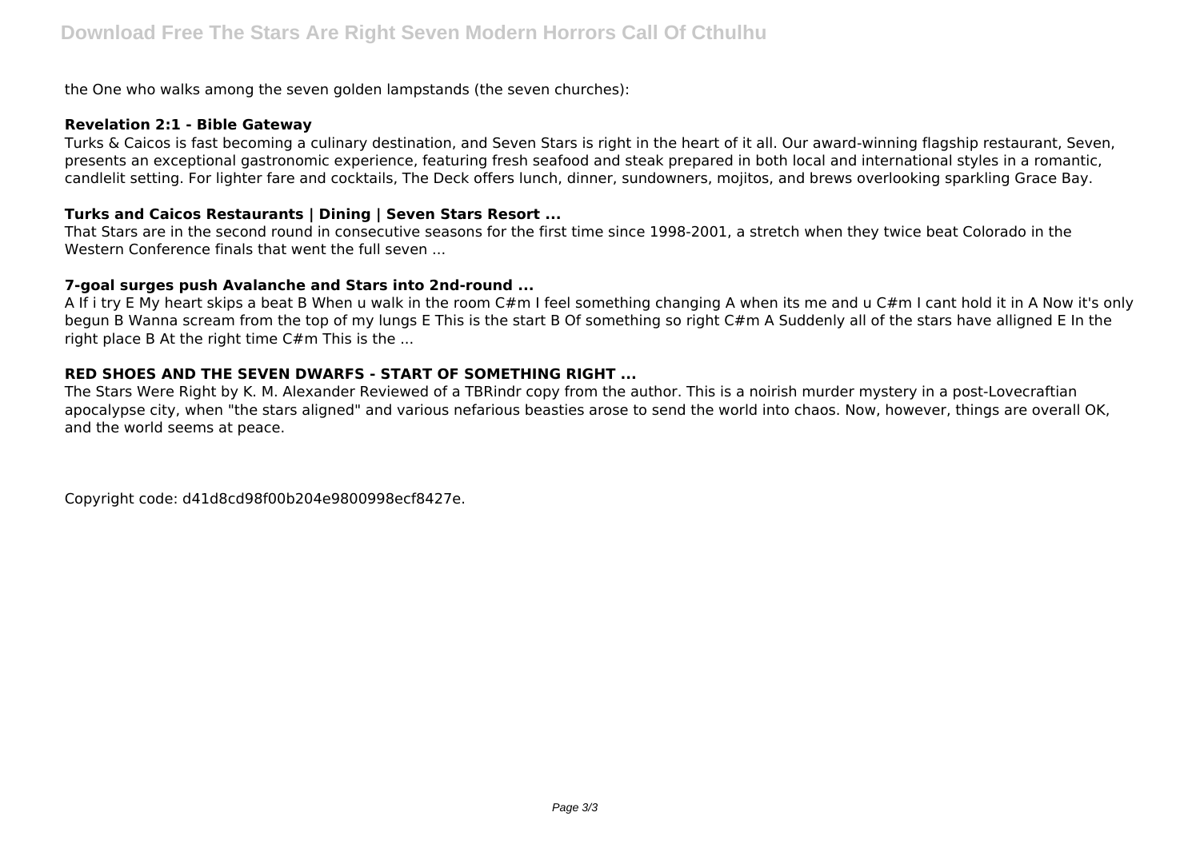the One who walks among the seven golden lampstands (the seven churches):

**Revelation 2:1 - Bible Gateway**

Turks & Caicos is fast becoming a culinary destination, and Seven Stars is right in the heart of it all. Our award-winning flagship restaurant, Seven, presents an exceptional gastronomic experience, featuring fresh seafood and steak prepared in both local and international styles in a romantic, candlelit setting. For lighter fare and cocktails, The Deck offers lunch, dinner, sundowners, mojitos, and brews overlooking sparkling Grace Bay.

**Turks and Caicos Restaurants | Dining | Seven Stars Resort ...**

That Stars are in the second round in consecutive seasons for the first time since 1998-2001, a stretch when they twice beat Colorado in the Western Conference finals that went the full seven ...

**7-goal surges push Avalanche and Stars into 2nd-round ...**

A If i try E My heart skips a beat B When u walk in the room C#m I feel something changing A when its me and u C#m I cant hold it in A Now it's only begun B Wanna scream from the top of my lungs E This is the start B Of something so right C#m A Suddenly all of the stars have alligned E In the right place B At the right time C#m This is the ...

**RED SHOES AND THE SEVEN DWARFS - START OF SOMETHING RIGHT ...**

The Stars Were Right by K. M. Alexander Reviewed of a TBRindr copy from the author. This is a noirish murder mystery in a post-Lovecraftian apocalypse city, when "the stars aligned" and various nefarious beasties arose to send the world into chaos. Now, however, things are overall OK, and the world seems at peace.

Copyright code: d41d8cd98f00b204e9800998ecf8427e.